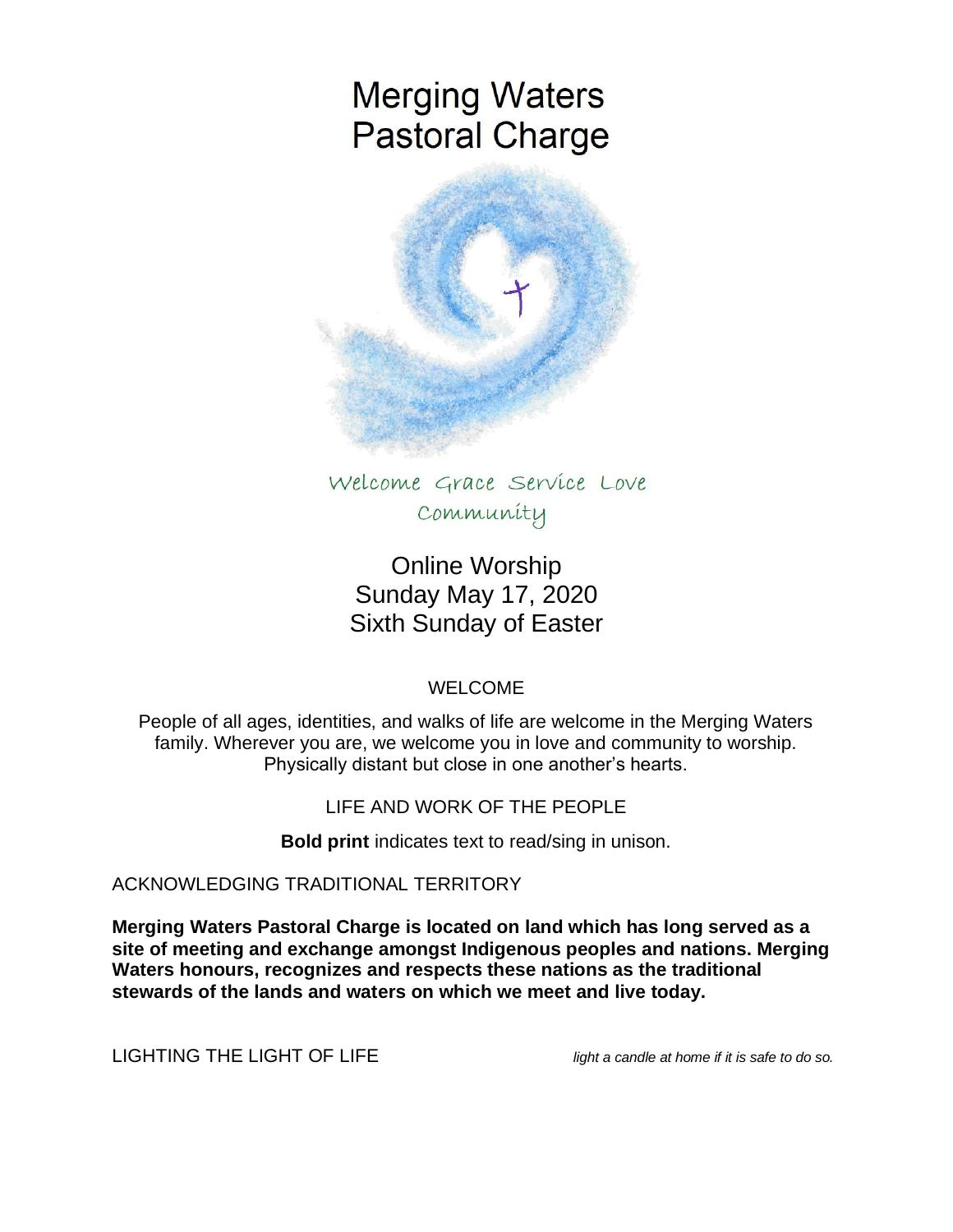# Merging Waters Pastoral Charge

Welcome Grace Service Love Community

## Online Worship
## Sunday May 17, 2020
## Sixth Sunday of Easter

WELCOME

People of all ages, identities, and walks of life are welcome in the Merging Waters family. Wherever you are, we welcome you in love and community to worship. Physically distant but close in one another's hearts.

LIFE AND WORK OF THE PEOPLE

**Bold print** indicates text to read/sing in unison.

ACKNOWLEDGING TRADITIONAL TERRITORY

**Merging Waters Pastoral Charge is located on land which has long served as a site of meeting and exchange amongst Indigenous peoples and nations. Merging Waters honours, recognizes and respects these nations as the traditional stewards of the lands and waters on which we meet and live today.**

LIGHTING THE LIGHT OF LIFE *light a candle at home if it is safe to do so.*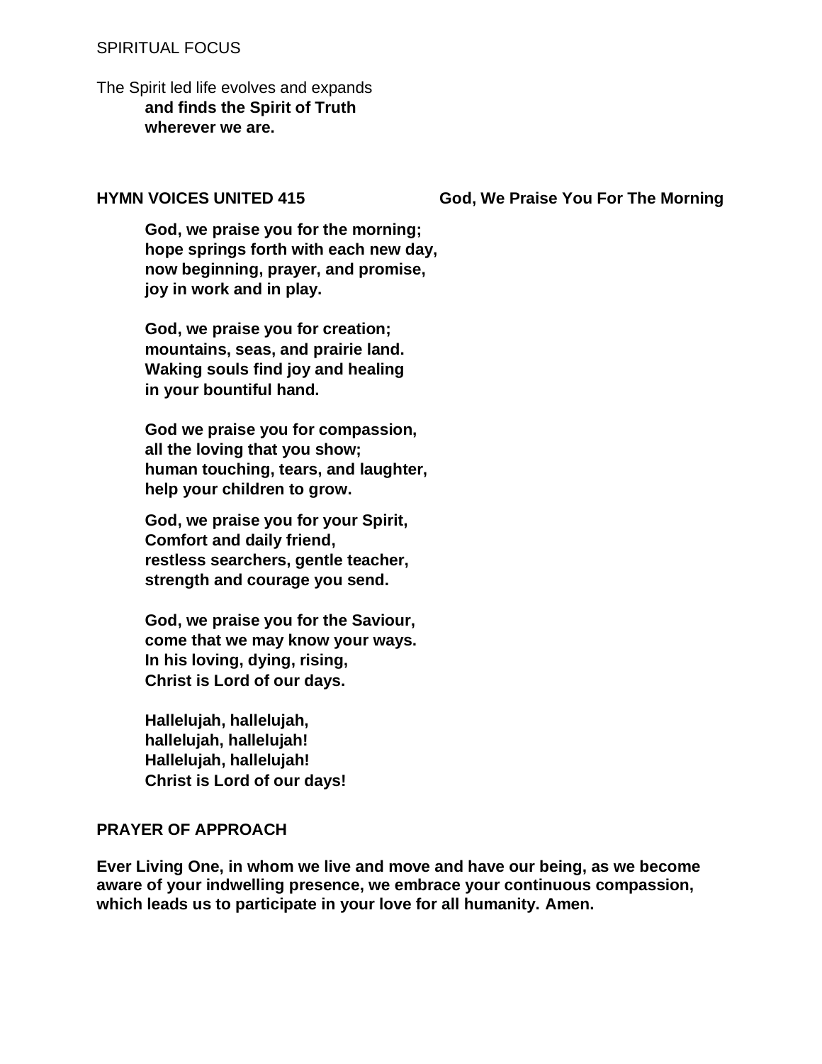SPIRITUAL FOCUS

The Spirit led life evolves and expands
**and finds the Spirit of Truth**
**wherever we are.**

**HYMN VOICES UNITED 415 God, We Praise You For The Morning**

**God, we praise you for the morning;**
**hope springs forth with each new day,**
**now beginning, prayer, and promise,**
**joy in work and in play.**

**God, we praise you for creation;**
**mountains, seas, and prairie land.**
**Waking souls find joy and healing**
**in your bountiful hand.**

**God we praise you for compassion,**
**all the loving that you show;**
**human touching, tears, and laughter,**
**help your children to grow.**

**God, we praise you for your Spirit,**
**Comfort and daily friend,**
**restless searchers, gentle teacher,**
**strength and courage you send.**

**God, we praise you for the Saviour,**
**come that we may know your ways.**
**In his loving, dying, rising,**
**Christ is Lord of our days.**

**Hallelujah, hallelujah,**
**hallelujah, hallelujah!**
**Hallelujah, hallelujah!**
**Christ is Lord of our days!**

**PRAYER OF APPROACH**

**Ever Living One, in whom we live and move and have our being, as we become aware of your indwelling presence, we embrace your continuous compassion, which leads us to participate in your love for all humanity. Amen.**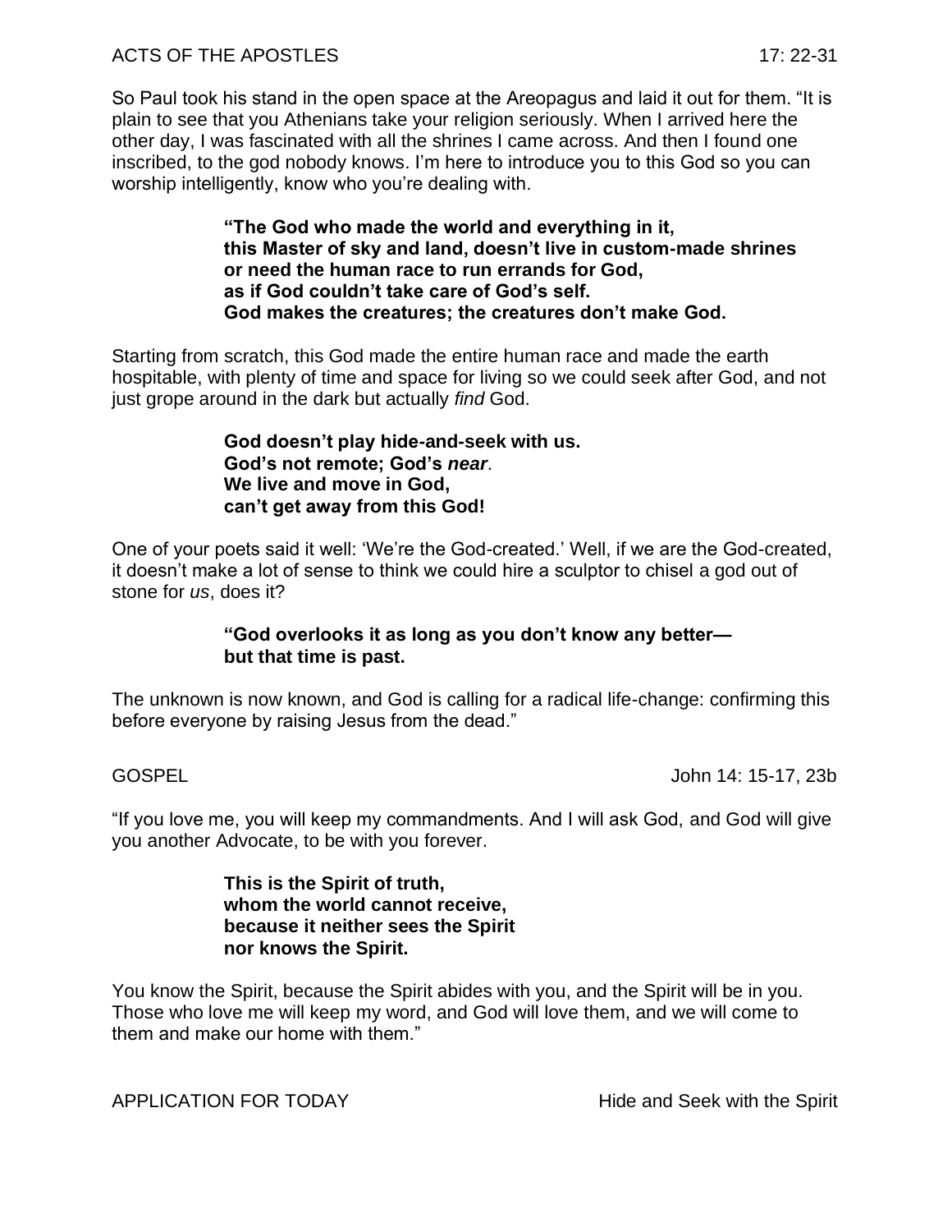## ACTS OF THE APOSTLES 17: 22-31

So Paul took his stand in the open space at the Areopagus and laid it out for them. "It is plain to see that you Athenians take your religion seriously. When I arrived here the other day, I was fascinated with all the shrines I came across. And then I found one inscribed, to the god nobody knows. I'm here to introduce you to this God so you can worship intelligently, know who you're dealing with.

> **"The God who made the world and everything in it,**
> **this Master of sky and land, doesn't live in custom-made shrines**
> **or need the human race to run errands for God,**
> **as if God couldn't take care of God's self.**
> **God makes the creatures; the creatures don't make God.**

Starting from scratch, this God made the entire human race and made the earth hospitable, with plenty of time and space for living so we could seek after God, and not just grope around in the dark but actually *find* God.

> **God doesn't play hide-and-seek with us.**
> **God's not remote; God's *near*.**
> **We live and move in God,**
> **can't get away from this God!**

One of your poets said it well: 'We're the God-created.' Well, if we are the God-created, it doesn't make a lot of sense to think we could hire a sculptor to chisel a god out of stone for *us*, does it?

> **"God overlooks it as long as you don't know any better—**
> **but that time is past.**

The unknown is now known, and God is calling for a radical life-change: confirming this before everyone by raising Jesus from the dead."

## GOSPEL John 14: 15-17, 23b

"If you love me, you will keep my commandments. And I will ask God, and God will give you another Advocate, to be with you forever.

> **This is the Spirit of truth,**
> **whom the world cannot receive,**
> **because it neither sees the Spirit**
> **nor knows the Spirit.**

You know the Spirit, because the Spirit abides with you, and the Spirit will be in you. Those who love me will keep my word, and God will love them, and we will come to them and make our home with them."

## APPLICATION FOR TODAY Hide and Seek with the Spirit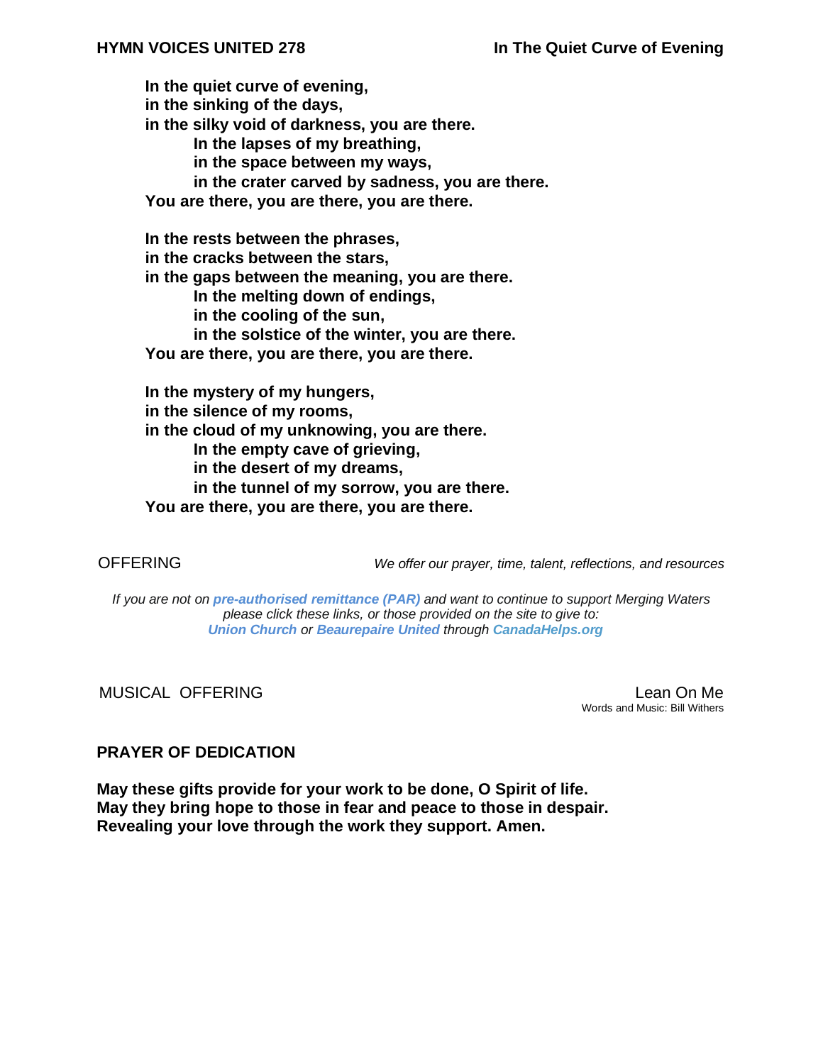**HYMN VOICES UNITED 278** **In The Quiet Curve of Evening**

**In the quiet curve of evening,**
**in the sinking of the days,**
**in the silky void of darkness, you are there.**
**In the lapses of my breathing,**
**in the space between my ways,**
**in the crater carved by sadness, you are there.**
**You are there, you are there, you are there.**

**In the rests between the phrases,**
**in the cracks between the stars,**
**in the gaps between the meaning, you are there.**
**In the melting down of endings,**
**in the cooling of the sun,**
**in the solstice of the winter, you are there.**
**You are there, you are there, you are there.**

**In the mystery of my hungers,**
**in the silence of my rooms,**
**in the cloud of my unknowing, you are there.**
**In the empty cave of grieving,**
**in the desert of my dreams,**
**in the tunnel of my sorrow, you are there.**
**You are there, you are there, you are there.**

OFFERING *We offer our prayer, time, talent, reflections, and resources*

*If you are not on **pre-authorised remittance (PAR)** and want to continue to support Merging Waters please click these links, or those provided on the site to give to: **Union Church** or **Beaurepaire United** through **CanadaHelps.org***

MUSICAL OFFERING Lean On Me
Words and Music: Bill Withers

**PRAYER OF DEDICATION**

**May these gifts provide for your work to be done, O Spirit of life.**
**May they bring hope to those in fear and peace to those in despair.**
**Revealing your love through the work they support. Amen.**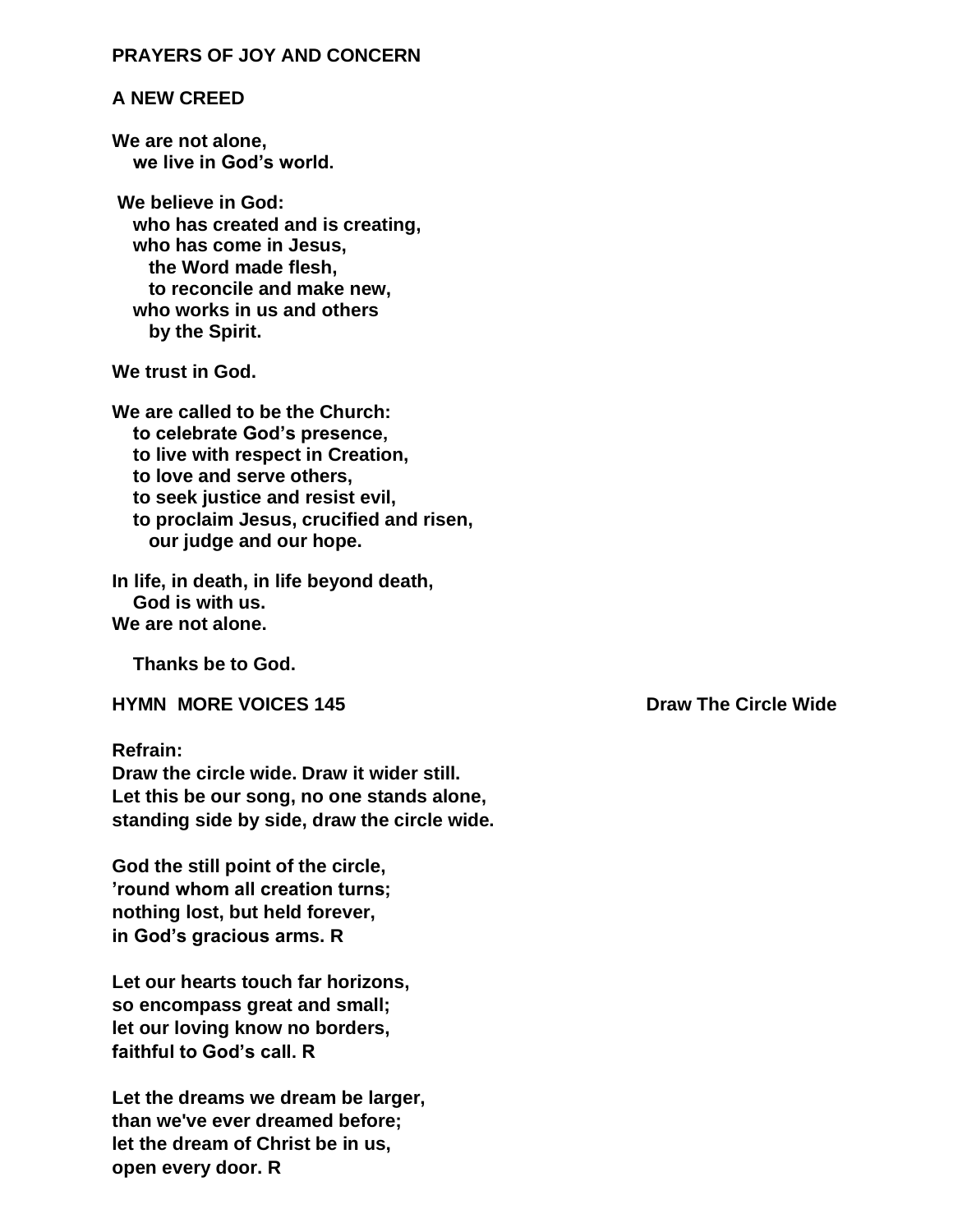**PRAYERS OF JOY AND CONCERN**

**A NEW CREED**

**We are not alone,**
**we live in God's world.**

**We believe in God:**
**who has created and is creating,**
**who has come in Jesus,**
**the Word made flesh,**
**to reconcile and make new,**
**who works in us and others**
**by the Spirit.**

**We trust in God.**

**We are called to be the Church:**
**to celebrate God's presence,**
**to live with respect in Creation,**
**to love and serve others,**
**to seek justice and resist evil,**
**to proclaim Jesus, crucified and risen,**
**our judge and our hope.**

**In life, in death, in life beyond death,**
**God is with us.**
**We are not alone.**

**Thanks be to God.**

**HYMN MORE VOICES 145** **Draw The Circle Wide**

**Refrain:**
**Draw the circle wide. Draw it wider still.**
**Let this be our song, no one stands alone,**
**standing side by side, draw the circle wide.**

**God the still point of the circle,**
**'round whom all creation turns;**
**nothing lost, but held forever,**
**in God's gracious arms. R**

**Let our hearts touch far horizons,**
**so encompass great and small;**
**let our loving know no borders,**
**faithful to God's call. R**

**Let the dreams we dream be larger,**
**than we've ever dreamed before;**
**let the dream of Christ be in us,**
**open every door. R**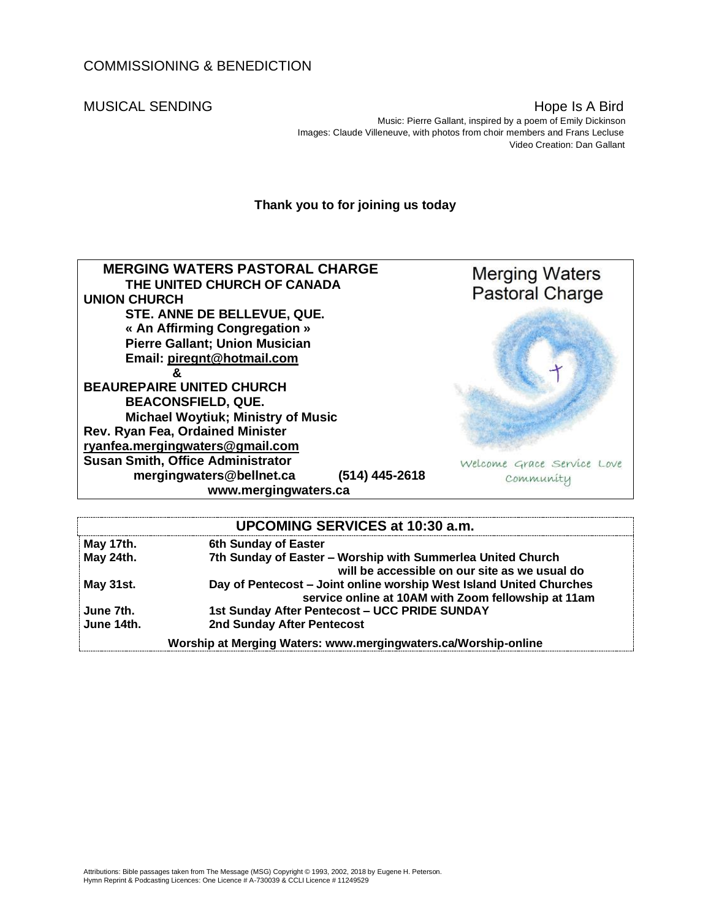COMMISSIONING & BENEDICTION

MUSICAL SENDING Hope Is A Bird

Music: Pierre Gallant, inspired by a poem of Emily Dickinson
Images: Claude Villeneuve, with photos from choir members and Frans Lecluse
Video Creation: Dan Gallant

**Thank you to for joining us today**

**MERGING WATERS PASTORAL CHARGE**
**THE UNITED CHURCH OF CANADA**
**UNION CHURCH**
**STE. ANNE DE BELLEVUE, QUE.**
**« An Affirming Congregation »**
**Pierre Gallant; Union Musician**
**Email: piregnt@hotmail.com**
**&**
**BEAUREPAIRE UNITED CHURCH**
**BEACONSFIELD, QUE.**
**Michael Woytiuk; Ministry of Music**
**Rev. Ryan Fea, Ordained Minister**
**ryanfea.mergingwaters@gmail.com**
**Susan Smith, Office Administrator**
**mergingwaters@bellnet.ca (514) 445-2618**
**www.mergingwaters.ca**

Merging Waters Pastoral Charge

Welcome Grace Service Love Community

| UPCOMING SERVICES at 10:30 a.m. | |
|---|---|
| **May 17th.** | **6th Sunday of Easter** |
| **May 24th.** | **7th Sunday of Easter – Worship with Summerlea United Church will be accessible on our site as we usual do** |
| **May 31st.** | **Day of Pentecost – Joint online worship West Island United Churches service online at 10AM with Zoom fellowship at 11am** |
| **June 7th.** | **1st Sunday After Pentecost – UCC PRIDE SUNDAY** |
| **June 14th.** | **2nd Sunday After Pentecost** |

**Worship at Merging Waters: www.mergingwaters.ca/Worship-online**

Attributions: Bible passages taken from The Message (MSG) Copyright © 1993, 2002, 2018 by Eugene H. Peterson.
Hymn Reprint & Podcasting Licences: One Licence # A-730039 & CCLI Licence # 11249529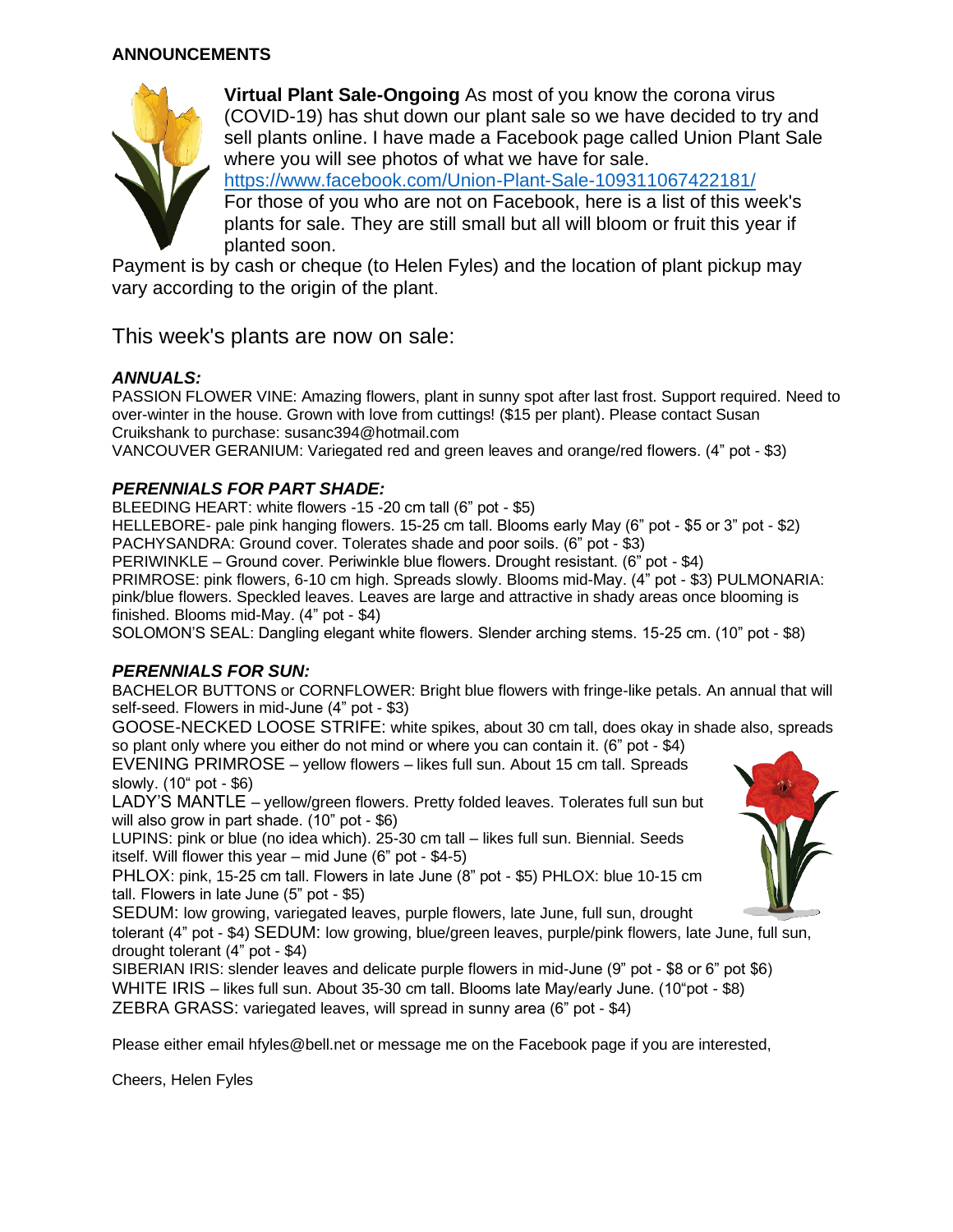## ANNOUNCEMENTS

**Virtual Plant Sale-Ongoing** As most of you know the corona virus (COVID-19) has shut down our plant sale so we have decided to try and sell plants online. I have made a Facebook page called Union Plant Sale where you will see photos of what we have for sale.
https://www.facebook.com/Union-Plant-Sale-109311067422181/
For those of you who are not on Facebook, here is a list of this week's plants for sale. They are still small but all will bloom or fruit this year if planted soon.
Payment is by cash or cheque (to Helen Fyles) and the location of plant pickup may vary according to the origin of the plant.

This week's plants are now on sale:

***ANNUALS:***

PASSION FLOWER VINE: Amazing flowers, plant in sunny spot after last frost. Support required. Need to over-winter in the house. Grown with love from cuttings! ($15 per plant). Please contact Susan Cruikshank to purchase: susanc394@hotmail.com
VANCOUVER GERANIUM: Variegated red and green leaves and orange/red flowers. (4" pot - $3)

***PERENNIALS FOR PART SHADE:***

BLEEDING HEART: white flowers -15 -20 cm tall (6" pot - $5)
HELLEBORE- pale pink hanging flowers. 15-25 cm tall. Blooms early May (6" pot - $5 or 3" pot - $2)
PACHYSANDRA: Ground cover. Tolerates shade and poor soils. (6" pot - $3)
PERIWINKLE – Ground cover. Periwinkle blue flowers. Drought resistant. (6" pot - $4)
PRIMROSE: pink flowers, 6-10 cm high. Spreads slowly. Blooms mid-May. (4" pot - $3) PULMONARIA: pink/blue flowers. Speckled leaves. Leaves are large and attractive in shady areas once blooming is finished. Blooms mid-May. (4" pot - $4)
SOLOMON'S SEAL: Dangling elegant white flowers. Slender arching stems. 15-25 cm. (10" pot - $8)

***PERENNIALS FOR SUN:***

BACHELOR BUTTONS or CORNFLOWER: Bright blue flowers with fringe-like petals. An annual that will self-seed. Flowers in mid-June (4" pot - $3)
GOOSE-NECKED LOOSE STRIFE: white spikes, about 30 cm tall, does okay in shade also, spreads so plant only where you either do not mind or where you can contain it. (6" pot - $4)
EVENING PRIMROSE – yellow flowers – likes full sun. About 15 cm tall. Spreads slowly. (10" pot - $6)
LADY'S MANTLE – yellow/green flowers. Pretty folded leaves. Tolerates full sun but will also grow in part shade. (10" pot - $6)
LUPINS: pink or blue (no idea which). 25-30 cm tall – likes full sun. Biennial. Seeds itself. Will flower this year – mid June (6" pot - $4-5)
PHLOX: pink, 15-25 cm tall. Flowers in late June (8" pot - $5) PHLOX: blue 10-15 cm tall. Flowers in late June (5" pot - $5)
SEDUM: low growing, variegated leaves, purple flowers, late June, full sun, drought tolerant (4" pot - $4) SEDUM: low growing, blue/green leaves, purple/pink flowers, late June, full sun, drought tolerant (4" pot - $4)
SIBERIAN IRIS: slender leaves and delicate purple flowers in mid-June (9" pot - $8 or 6" pot $6)
WHITE IRIS – likes full sun. About 35-30 cm tall. Blooms late May/early June. (10"pot - $8)
ZEBRA GRASS: variegated leaves, will spread in sunny area (6" pot - $4)

Please either email hfyles@bell.net or message me on the Facebook page if you are interested,

Cheers, Helen Fyles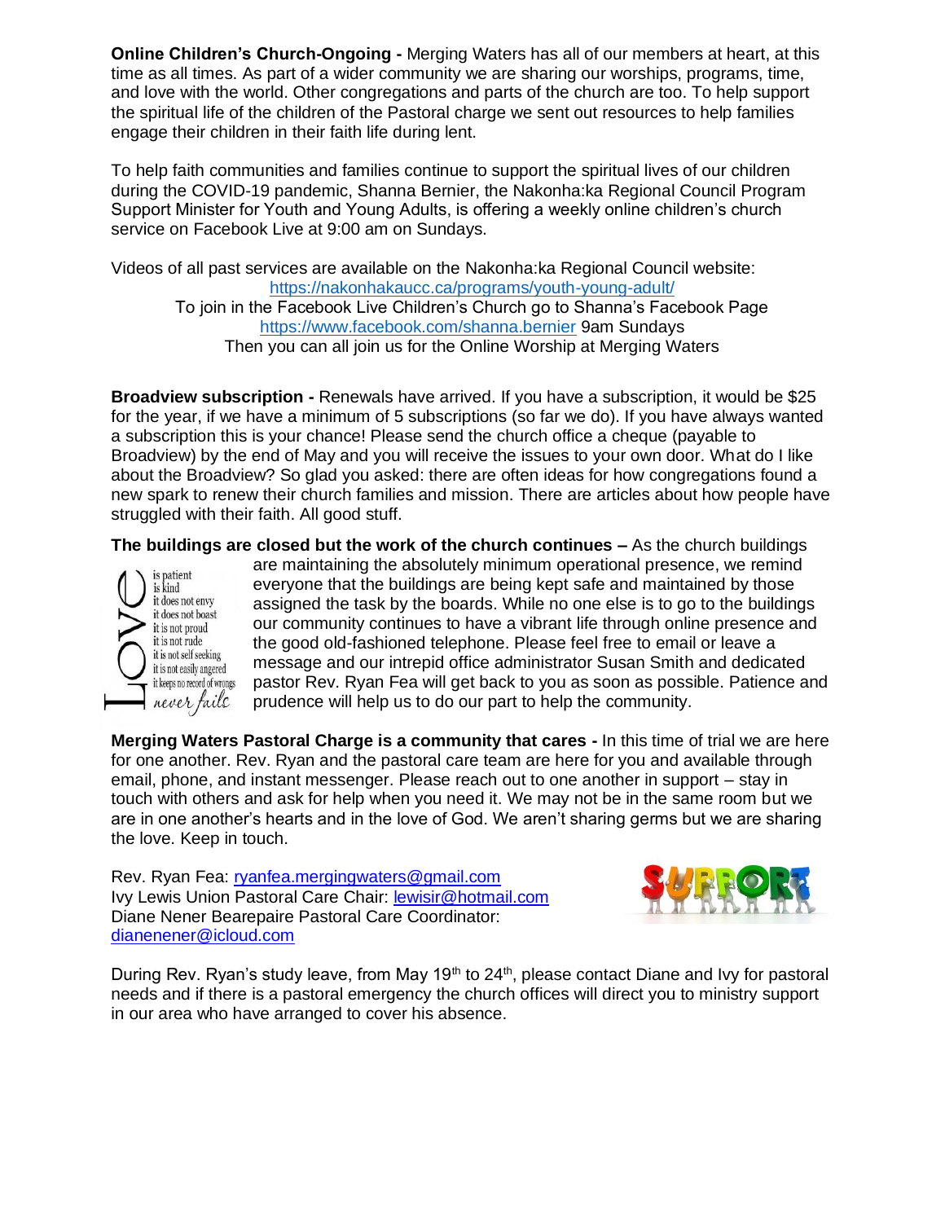**Online Children's Church-Ongoing -** Merging Waters has all of our members at heart, at this time as all times. As part of a wider community we are sharing our worships, programs, time, and love with the world. Other congregations and parts of the church are too. To help support the spiritual life of the children of the Pastoral charge we sent out resources to help families engage their children in their faith life during lent.

To help faith communities and families continue to support the spiritual lives of our children during the COVID-19 pandemic, Shanna Bernier, the Nakonha:ka Regional Council Program Support Minister for Youth and Young Adults, is offering a weekly online children's church service on Facebook Live at 9:00 am on Sundays.

Videos of all past services are available on the Nakonha:ka Regional Council website:
https://nakonhakaucc.ca/programs/youth-young-adult/
To join in the Facebook Live Children's Church go to Shanna's Facebook Page
https://www.facebook.com/shanna.bernier 9am Sundays
Then you can all join us for the Online Worship at Merging Waters

**Broadview subscription -** Renewals have arrived. If you have a subscription, it would be $25 for the year, if we have a minimum of 5 subscriptions (so far we do). If you have always wanted a subscription this is your chance! Please send the church office a cheque (payable to Broadview) by the end of May and you will receive the issues to your own door. What do I like about the Broadview? So glad you asked: there are often ideas for how congregations found a new spark to renew their church families and mission. There are articles about how people have struggled with their faith. All good stuff.

**The buildings are closed but the work of the church continues –** As the church buildings are maintaining the absolutely minimum operational presence, we remind everyone that the buildings are being kept safe and maintained by those assigned the task by the boards. While no one else is to go to the buildings our community continues to have a vibrant life through online presence and the good old-fashioned telephone. Please feel free to email or leave a message and our intrepid office administrator Susan Smith and dedicated pastor Rev. Ryan Fea will get back to you as soon as possible. Patience and prudence will help us to do our part to help the community.

**Merging Waters Pastoral Charge is a community that cares -** In this time of trial we are here for one another. Rev. Ryan and the pastoral care team are here for you and available through email, phone, and instant messenger. Please reach out to one another in support – stay in touch with others and ask for help when you need it. We may not be in the same room but we are in one another's hearts and in the love of God. We aren't sharing germs but we are sharing the love. Keep in touch.

Rev. Ryan Fea: ryanfea.mergingwaters@gmail.com
Ivy Lewis Union Pastoral Care Chair: lewisir@hotmail.com
Diane Nener Bearepaire Pastoral Care Coordinator:
dianenener@icloud.com

During Rev. Ryan's study leave, from May 19th to 24th, please contact Diane and Ivy for pastoral needs and if there is a pastoral emergency the church offices will direct you to ministry support in our area who have arranged to cover his absence.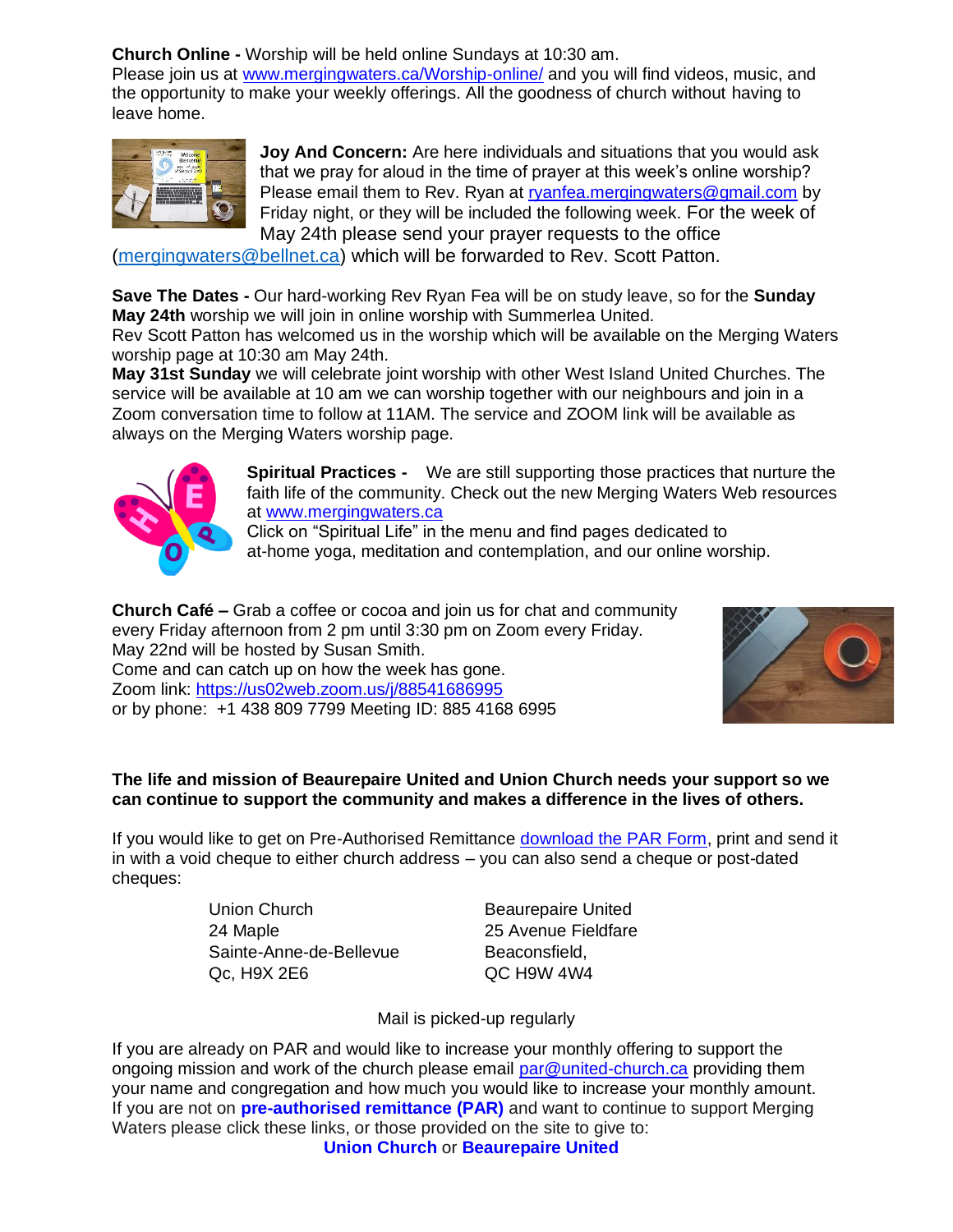**Church Online -** Worship will be held online Sundays at 10:30 am.
Please join us at www.mergingwaters.ca/Worship-online/ and you will find videos, music, and the opportunity to make your weekly offerings. All the goodness of church without having to leave home.

**Joy And Concern:** Are here individuals and situations that you would ask that we pray for aloud in the time of prayer at this week's online worship? Please email them to Rev. Ryan at ryanfea.mergingwaters@gmail.com by Friday night, or they will be included the following week. For the week of May 24th please send your prayer requests to the office (mergingwaters@bellnet.ca) which will be forwarded to Rev. Scott Patton.

**Save The Dates -** Our hard-working Rev Ryan Fea will be on study leave, so for the **Sunday May 24th** worship we will join in online worship with Summerlea United.
Rev Scott Patton has welcomed us in the worship which will be available on the Merging Waters worship page at 10:30 am May 24th.
**May 31st Sunday** we will celebrate joint worship with other West Island United Churches. The service will be available at 10 am we can worship together with our neighbours and join in a Zoom conversation time to follow at 11AM. The service and ZOOM link will be available as always on the Merging Waters worship page.

**Spiritual Practices -** We are still supporting those practices that nurture the faith life of the community. Check out the new Merging Waters Web resources at www.mergingwaters.ca
Click on "Spiritual Life" in the menu and find pages dedicated to at-home yoga, meditation and contemplation, and our online worship.

**Church Café –** Grab a coffee or cocoa and join us for chat and community every Friday afternoon from 2 pm until 3:30 pm on Zoom every Friday.
May 22nd will be hosted by Susan Smith.
Come and can catch up on how the week has gone.
Zoom link: https://us02web.zoom.us/j/88541686995
or by phone: +1 438 809 7799 Meeting ID: 885 4168 6995

**The life and mission of Beaurepaire United and Union Church needs your support so we can continue to support the community and makes a difference in the lives of others.**

If you would like to get on Pre-Authorised Remittance download the PAR Form, print and send it in with a void cheque to either church address – you can also send a cheque or post-dated cheques:

| | |
|---|---|
| Union Church | Beaurepaire United |
| 24 Maple | 25 Avenue Fieldfare |
| Sainte-Anne-de-Bellevue | Beaconsfield, |
| Qc, H9X 2E6 | QC H9W 4W4 |

Mail is picked-up regularly

If you are already on PAR and would like to increase your monthly offering to support the ongoing mission and work of the church please email par@united-church.ca providing them your name and congregation and how much you would like to increase your monthly amount. If you are not on **pre-authorised remittance (PAR)** and want to continue to support Merging Waters please click these links, or those provided on the site to give to:
**Union Church** or **Beaurepaire United**